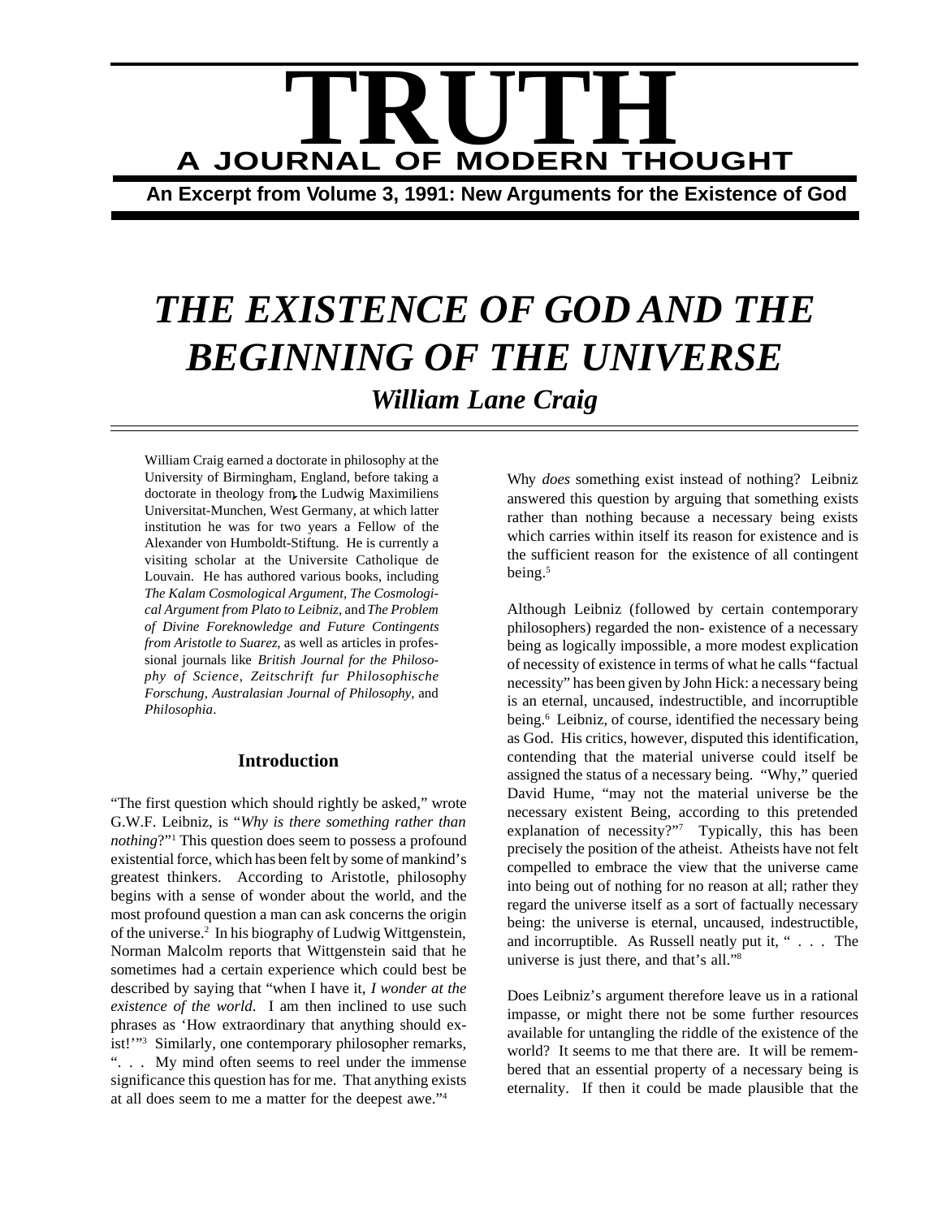# TRUTH

## A JOURNAL OF MODERN THOUGHT

**An Excerpt from Volume 3, 1991: New Arguments for the Existence of God**

# *THE EXISTENCE OF GOD AND THE BEGINNING OF THE UNIVERSE*

### *William Lane Craig*

William Craig earned a doctorate in philosophy at the University of Birmingham, England, before taking a doctorate in theology from the Ludwig Maximiliens Universitat-Munchen, West Germany, at which latter institution he was for two years a Fellow of the Alexander von Humboldt-Stiftung. He is currently a visiting scholar at the Universite Catholique de Louvain. He has authored various books, including *The Kalam Cosmological Argument*, *The Cosmological Argument from Plato to Leibniz*, and *The Problem of Divine Foreknowledge and Future Contingents from Aristotle to Suarez*, as well as articles in professional journals like *British Journal for the Philosophy of Science*, *Zeitschrift fur Philosophische Forschung*, *Australasian Journal of Philosophy*, and *Philosophia*.

### Introduction

"The first question which should rightly be asked," wrote G.W.F. Leibniz, is "*Why is there something rather than nothing*?"[1] This question does seem to possess a profound existential force, which has been felt by some of mankind's greatest thinkers. According to Aristotle, philosophy begins with a sense of wonder about the world, and the most profound question a man can ask concerns the origin of the universe.[2] In his biography of Ludwig Wittgenstein, Norman Malcolm reports that Wittgenstein said that he sometimes had a certain experience which could best be described by saying that "when I have it, *I wonder at the existence of the world*. I am then inclined to use such phrases as 'How extraordinary that anything should exist!'"[3] Similarly, one contemporary philosopher remarks, ". . . My mind often seems to reel under the immense significance this question has for me. That anything exists at all does seem to me a matter for the deepest awe."[4]

Why *does* something exist instead of nothing? Leibniz answered this question by arguing that something exists rather than nothing because a necessary being exists which carries within itself its reason for existence and is the sufficient reason for the existence of all contingent being.[5]

Although Leibniz (followed by certain contemporary philosophers) regarded the non- existence of a necessary being as logically impossible, a more modest explication of necessity of existence in terms of what he calls "factual necessity" has been given by John Hick: a necessary being is an eternal, uncaused, indestructible, and incorruptible being.[6] Leibniz, of course, identified the necessary being as God. His critics, however, disputed this identification, contending that the material universe could itself be assigned the status of a necessary being. "Why," queried David Hume, "may not the material universe be the necessary existent Being, according to this pretended explanation of necessity?"[7] Typically, this has been precisely the position of the atheist. Atheists have not felt compelled to embrace the view that the universe came into being out of nothing for no reason at all; rather they regard the universe itself as a sort of factually necessary being: the universe is eternal, uncaused, indestructible, and incorruptible. As Russell neatly put it, " . . . The universe is just there, and that's all."[8]

Does Leibniz's argument therefore leave us in a rational impasse, or might there not be some further resources available for untangling the riddle of the existence of the world? It seems to me that there are. It will be remembered that an essential property of a necessary being is eternality. If then it could be made plausible that the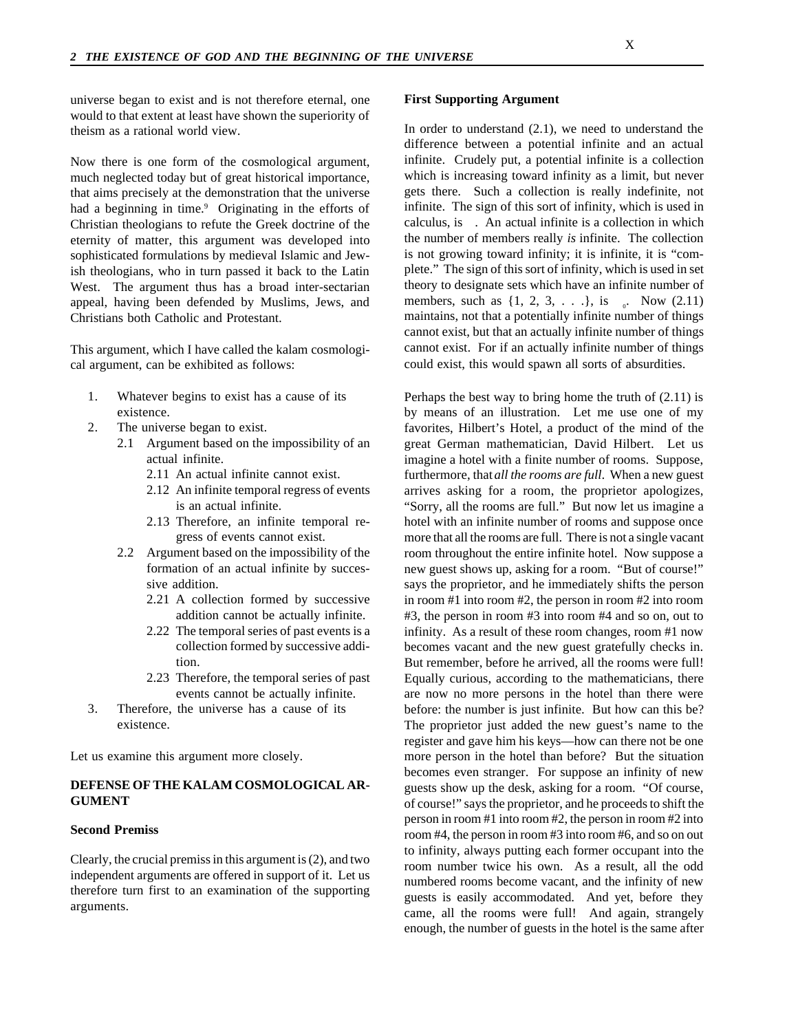universe began to exist and is not therefore eternal, one would to that extent at least have shown the superiority of theism as a rational world view.

Now there is one form of the cosmological argument, much neglected today but of great historical importance, that aims precisely at the demonstration that the universe had a beginning in time.[9] Originating in the efforts of Christian theologians to refute the Greek doctrine of the eternity of matter, this argument was developed into sophisticated formulations by medieval Islamic and Jewish theologians, who in turn passed it back to the Latin West. The argument thus has a broad inter-sectarian appeal, having been defended by Muslims, Jews, and Christians both Catholic and Protestant.

This argument, which I have called the kalam cosmological argument, can be exhibited as follows:

1. Whatever begins to exist has a cause of its existence.
2. The universe began to exist.
   - 2.1 Argument based on the impossibility of an actual infinite.
     - 2.11 An actual infinite cannot exist.
     - 2.12 An infinite temporal regress of events is an actual infinite.
     - 2.13 Therefore, an infinite temporal regress of events cannot exist.
   - 2.2 Argument based on the impossibility of the formation of an actual infinite by successive addition.
     - 2.21 A collection formed by successive addition cannot be actually infinite.
     - 2.22 The temporal series of past events is a collection formed by successive addition.
     - 2.23 Therefore, the temporal series of past events cannot be actually infinite.
3. Therefore, the universe has a cause of its existence.

Let us examine this argument more closely.

## DEFENSE OF THE KALAM COSMOLOGICAL ARGUMENT

### Second Premiss

Clearly, the crucial premiss in this argument is (2), and two independent arguments are offered in support of it. Let us therefore turn first to an examination of the supporting arguments.

### First Supporting Argument

In order to understand (2.1), we need to understand the difference between a potential infinite and an actual infinite. Crudely put, a potential infinite is a collection which is increasing toward infinity as a limit, but never gets there. Such a collection is really indefinite, not infinite. The sign of this sort of infinity, which is used in calculus, is $\infty$. An actual infinite is a collection in which the number of members really *is* infinite. The collection is not growing toward infinity; it is infinite, it is "complete." The sign of this sort of infinity, which is used in set theory to designate sets which have an infinite number of members, such as {1, 2, 3, . . .}, is $\aleph_0$. Now (2.11) maintains, not that a potentially infinite number of things cannot exist, but that an actually infinite number of things cannot exist. For if an actually infinite number of things could exist, this would spawn all sorts of absurdities.

Perhaps the best way to bring home the truth of (2.11) is by means of an illustration. Let me use one of my favorites, Hilbert's Hotel, a product of the mind of the great German mathematician, David Hilbert. Let us imagine a hotel with a finite number of rooms. Suppose, furthermore, that *all the rooms are full*. When a new guest arrives asking for a room, the proprietor apologizes, "Sorry, all the rooms are full." But now let us imagine a hotel with an infinite number of rooms and suppose once more that all the rooms are full. There is not a single vacant room throughout the entire infinite hotel. Now suppose a new guest shows up, asking for a room. "But of course!" says the proprietor, and he immediately shifts the person in room #1 into room #2, the person in room #2 into room #3, the person in room #3 into room #4 and so on, out to infinity. As a result of these room changes, room #1 now becomes vacant and the new guest gratefully checks in. But remember, before he arrived, all the rooms were full! Equally curious, according to the mathematicians, there are now no more persons in the hotel than there were before: the number is just infinite. But how can this be? The proprietor just added the new guest's name to the register and gave him his keys—how can there not be one more person in the hotel than before? But the situation becomes even stranger. For suppose an infinity of new guests show up the desk, asking for a room. "Of course, of course!" says the proprietor, and he proceeds to shift the person in room #1 into room #2, the person in room #2 into room #4, the person in room #3 into room #6, and so on out to infinity, always putting each former occupant into the room number twice his own. As a result, all the odd numbered rooms become vacant, and the infinity of new guests is easily accommodated. And yet, before they came, all the rooms were full! And again, strangely enough, the number of guests in the hotel is the same after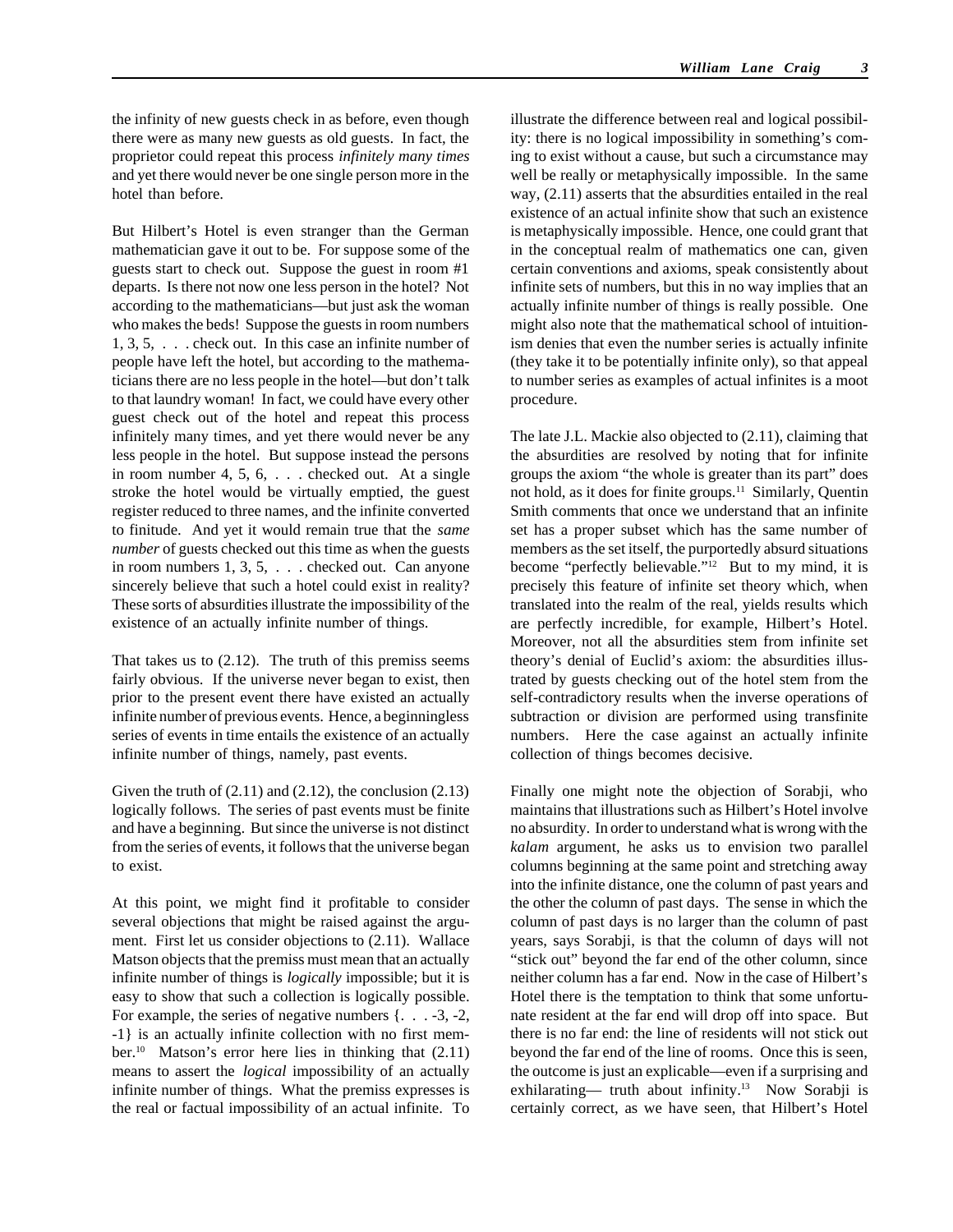the infinity of new guests check in as before, even though there were as many new guests as old guests. In fact, the proprietor could repeat this process *infinitely many times* and yet there would never be one single person more in the hotel than before.

But Hilbert's Hotel is even stranger than the German mathematician gave it out to be. For suppose some of the guests start to check out. Suppose the guest in room #1 departs. Is there not now one less person in the hotel? Not according to the mathematicians—but just ask the woman who makes the beds! Suppose the guests in room numbers 1, 3, 5, . . . check out. In this case an infinite number of people have left the hotel, but according to the mathematicians there are no less people in the hotel—but don't talk to that laundry woman! In fact, we could have every other guest check out of the hotel and repeat this process infinitely many times, and yet there would never be any less people in the hotel. But suppose instead the persons in room number 4, 5, 6, . . . checked out. At a single stroke the hotel would be virtually emptied, the guest register reduced to three names, and the infinite converted to finitude. And yet it would remain true that the *same number* of guests checked out this time as when the guests in room numbers 1, 3, 5, . . . checked out. Can anyone sincerely believe that such a hotel could exist in reality? These sorts of absurdities illustrate the impossibility of the existence of an actually infinite number of things.

That takes us to (2.12). The truth of this premiss seems fairly obvious. If the universe never began to exist, then prior to the present event there have existed an actually infinite number of previous events. Hence, a beginningless series of events in time entails the existence of an actually infinite number of things, namely, past events.

Given the truth of (2.11) and (2.12), the conclusion (2.13) logically follows. The series of past events must be finite and have a beginning. But since the universe is not distinct from the series of events, it follows that the universe began to exist.

At this point, we might find it profitable to consider several objections that might be raised against the argument. First let us consider objections to (2.11). Wallace Matson objects that the premiss must mean that an actually infinite number of things is *logically* impossible; but it is easy to show that such a collection is logically possible. For example, the series of negative numbers {. . . -3, -2, -1} is an actually infinite collection with no first member.[10] Matson's error here lies in thinking that (2.11) means to assert the *logical* impossibility of an actually infinite number of things. What the premiss expresses is the real or factual impossibility of an actual infinite. To illustrate the difference between real and logical possibility: there is no logical impossibility in something's coming to exist without a cause, but such a circumstance may well be really or metaphysically impossible. In the same way, (2.11) asserts that the absurdities entailed in the real existence of an actual infinite show that such an existence is metaphysically impossible. Hence, one could grant that in the conceptual realm of mathematics one can, given certain conventions and axioms, speak consistently about infinite sets of numbers, but this in no way implies that an actually infinite number of things is really possible. One might also note that the mathematical school of intuitionism denies that even the number series is actually infinite (they take it to be potentially infinite only), so that appeal to number series as examples of actual infinites is a moot procedure.

The late J.L. Mackie also objected to (2.11), claiming that the absurdities are resolved by noting that for infinite groups the axiom "the whole is greater than its part" does not hold, as it does for finite groups.[11] Similarly, Quentin Smith comments that once we understand that an infinite set has a proper subset which has the same number of members as the set itself, the purportedly absurd situations become "perfectly believable."[12] But to my mind, it is precisely this feature of infinite set theory which, when translated into the realm of the real, yields results which are perfectly incredible, for example, Hilbert's Hotel. Moreover, not all the absurdities stem from infinite set theory's denial of Euclid's axiom: the absurdities illustrated by guests checking out of the hotel stem from the self-contradictory results when the inverse operations of subtraction or division are performed using transfinite numbers. Here the case against an actually infinite collection of things becomes decisive.

Finally one might note the objection of Sorabji, who maintains that illustrations such as Hilbert's Hotel involve no absurdity. In order to understand what is wrong with the *kalam* argument, he asks us to envision two parallel columns beginning at the same point and stretching away into the infinite distance, one the column of past years and the other the column of past days. The sense in which the column of past days is no larger than the column of past years, says Sorabji, is that the column of days will not "stick out" beyond the far end of the other column, since neither column has a far end. Now in the case of Hilbert's Hotel there is the temptation to think that some unfortunate resident at the far end will drop off into space. But there is no far end: the line of residents will not stick out beyond the far end of the line of rooms. Once this is seen, the outcome is just an explicable—even if a surprising and exhilarating— truth about infinity.[13] Now Sorabji is certainly correct, as we have seen, that Hilbert's Hotel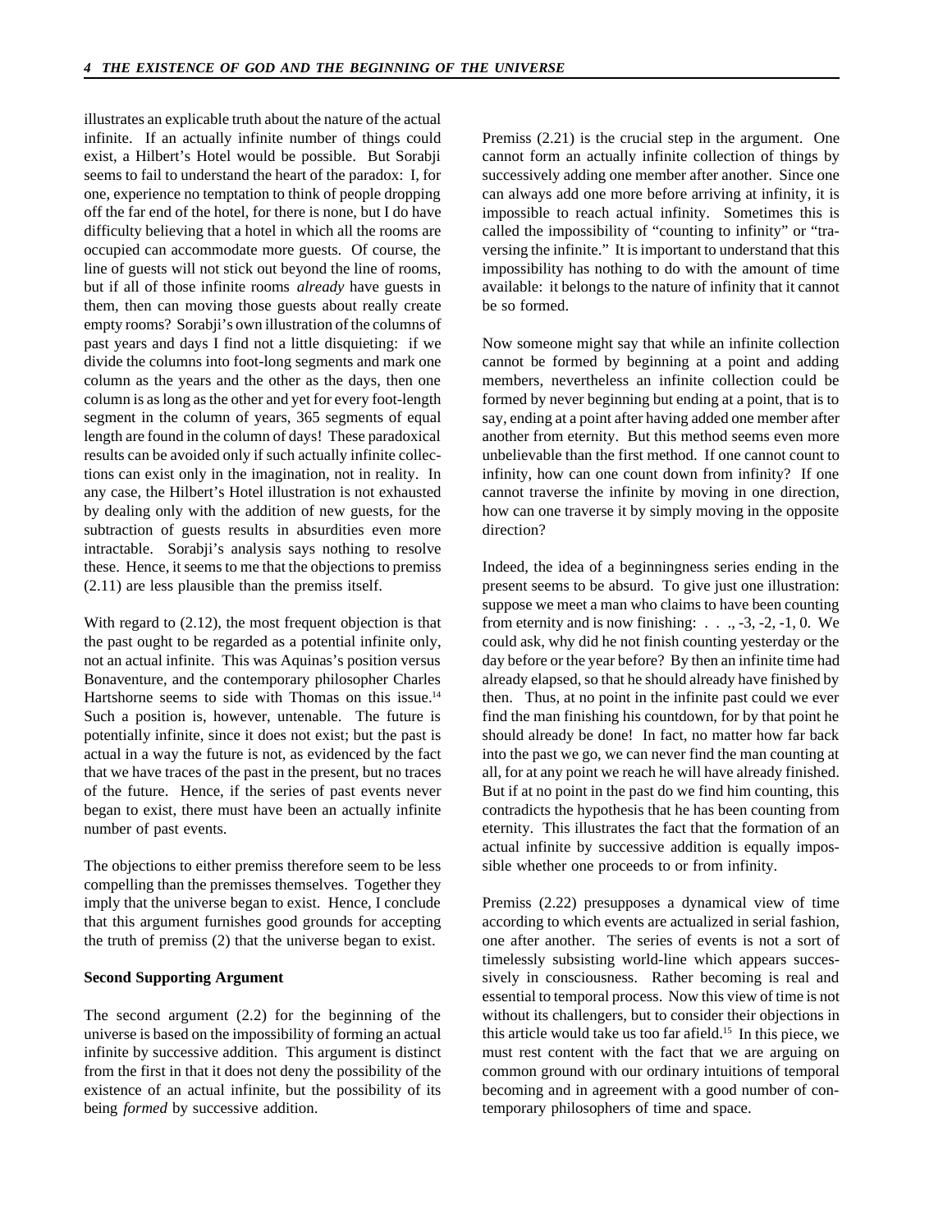illustrates an explicable truth about the nature of the actual infinite. If an actually infinite number of things could exist, a Hilbert's Hotel would be possible. But Sorabji seems to fail to understand the heart of the paradox: I, for one, experience no temptation to think of people dropping off the far end of the hotel, for there is none, but I do have difficulty believing that a hotel in which all the rooms are occupied can accommodate more guests. Of course, the line of guests will not stick out beyond the line of rooms, but if all of those infinite rooms *already* have guests in them, then can moving those guests about really create empty rooms? Sorabji's own illustration of the columns of past years and days I find not a little disquieting: if we divide the columns into foot-long segments and mark one column as the years and the other as the days, then one column is as long as the other and yet for every foot-length segment in the column of years, 365 segments of equal length are found in the column of days! These paradoxical results can be avoided only if such actually infinite collections can exist only in the imagination, not in reality. In any case, the Hilbert's Hotel illustration is not exhausted by dealing only with the addition of new guests, for the subtraction of guests results in absurdities even more intractable. Sorabji's analysis says nothing to resolve these. Hence, it seems to me that the objections to premiss (2.11) are less plausible than the premiss itself.

With regard to (2.12), the most frequent objection is that the past ought to be regarded as a potential infinite only, not an actual infinite. This was Aquinas's position versus Bonaventure, and the contemporary philosopher Charles Hartshorne seems to side with Thomas on this issue.[14] Such a position is, however, untenable. The future is potentially infinite, since it does not exist; but the past is actual in a way the future is not, as evidenced by the fact that we have traces of the past in the present, but no traces of the future. Hence, if the series of past events never began to exist, there must have been an actually infinite number of past events.

The objections to either premiss therefore seem to be less compelling than the premisses themselves. Together they imply that the universe began to exist. Hence, I conclude that this argument furnishes good grounds for accepting the truth of premiss (2) that the universe began to exist.

**Second Supporting Argument**

The second argument (2.2) for the beginning of the universe is based on the impossibility of forming an actual infinite by successive addition. This argument is distinct from the first in that it does not deny the possibility of the existence of an actual infinite, but the possibility of its being *formed* by successive addition.

Premiss (2.21) is the crucial step in the argument. One cannot form an actually infinite collection of things by successively adding one member after another. Since one can always add one more before arriving at infinity, it is impossible to reach actual infinity. Sometimes this is called the impossibility of "counting to infinity" or "traversing the infinite." It is important to understand that this impossibility has nothing to do with the amount of time available: it belongs to the nature of infinity that it cannot be so formed.

Now someone might say that while an infinite collection cannot be formed by beginning at a point and adding members, nevertheless an infinite collection could be formed by never beginning but ending at a point, that is to say, ending at a point after having added one member after another from eternity. But this method seems even more unbelievable than the first method. If one cannot count to infinity, how can one count down from infinity? If one cannot traverse the infinite by moving in one direction, how can one traverse it by simply moving in the opposite direction?

Indeed, the idea of a beginningness series ending in the present seems to be absurd. To give just one illustration: suppose we meet a man who claims to have been counting from eternity and is now finishing: . . ., -3, -2, -1, 0. We could ask, why did he not finish counting yesterday or the day before or the year before? By then an infinite time had already elapsed, so that he should already have finished by then. Thus, at no point in the infinite past could we ever find the man finishing his countdown, for by that point he should already be done! In fact, no matter how far back into the past we go, we can never find the man counting at all, for at any point we reach he will have already finished. But if at no point in the past do we find him counting, this contradicts the hypothesis that he has been counting from eternity. This illustrates the fact that the formation of an actual infinite by successive addition is equally impossible whether one proceeds to or from infinity.

Premiss (2.22) presupposes a dynamical view of time according to which events are actualized in serial fashion, one after another. The series of events is not a sort of timelessly subsisting world-line which appears successively in consciousness. Rather becoming is real and essential to temporal process. Now this view of time is not without its challengers, but to consider their objections in this article would take us too far afield.[15] In this piece, we must rest content with the fact that we are arguing on common ground with our ordinary intuitions of temporal becoming and in agreement with a good number of contemporary philosophers of time and space.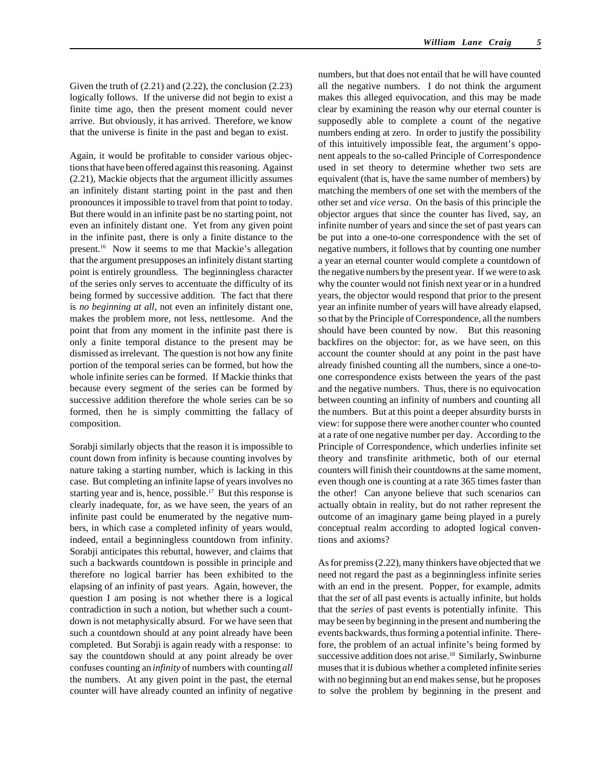Given the truth of (2.21) and (2.22), the conclusion (2.23) logically follows. If the universe did not begin to exist a finite time ago, then the present moment could never arrive. But obviously, it has arrived. Therefore, we know that the universe is finite in the past and began to exist.

Again, it would be profitable to consider various objections that have been offered against this reasoning. Against (2.21), Mackie objects that the argument illicitly assumes an infinitely distant starting point in the past and then pronounces it impossible to travel from that point to today. But there would in an infinite past be no starting point, not even an infinitely distant one. Yet from any given point in the infinite past, there is only a finite distance to the present.[16] Now it seems to me that Mackie's allegation that the argument presupposes an infinitely distant starting point is entirely groundless. The beginningless character of the series only serves to accentuate the difficulty of its being formed by successive addition. The fact that there is *no beginning at all*, not even an infinitely distant one, makes the problem more, not less, nettlesome. And the point that from any moment in the infinite past there is only a finite temporal distance to the present may be dismissed as irrelevant. The question is not how any finite portion of the temporal series can be formed, but how the whole infinite series can be formed. If Mackie thinks that because every segment of the series can be formed by successive addition therefore the whole series can be so formed, then he is simply committing the fallacy of composition.

Sorabji similarly objects that the reason it is impossible to count down from infinity is because counting involves by nature taking a starting number, which is lacking in this case. But completing an infinite lapse of years involves no starting year and is, hence, possible.[17] But this response is clearly inadequate, for, as we have seen, the years of an infinite past could be enumerated by the negative numbers, in which case a completed infinity of years would, indeed, entail a beginningless countdown from infinity. Sorabji anticipates this rebuttal, however, and claims that such a backwards countdown is possible in principle and therefore no logical barrier has been exhibited to the elapsing of an infinity of past years. Again, however, the question I am posing is not whether there is a logical contradiction in such a notion, but whether such a countdown is not metaphysically absurd. For we have seen that such a countdown should at any point already have been completed. But Sorabji is again ready with a response: to say the countdown should at any point already be over confuses counting an *infinity* of numbers with counting *all* the numbers. At any given point in the past, the eternal counter will have already counted an infinity of negative numbers, but that does not entail that he will have counted all the negative numbers. I do not think the argument makes this alleged equivocation, and this may be made clear by examining the reason why our eternal counter is supposedly able to complete a count of the negative numbers ending at zero. In order to justify the possibility of this intuitively impossible feat, the argument's opponent appeals to the so-called Principle of Correspondence used in set theory to determine whether two sets are equivalent (that is, have the same number of members) by matching the members of one set with the members of the other set and *vice versa*. On the basis of this principle the objector argues that since the counter has lived, say, an infinite number of years and since the set of past years can be put into a one-to-one correspondence with the set of negative numbers, it follows that by counting one number a year an eternal counter would complete a countdown of the negative numbers by the present year. If we were to ask why the counter would not finish next year or in a hundred years, the objector would respond that prior to the present year an infinite number of years will have already elapsed, so that by the Principle of Correspondence, all the numbers should have been counted by now. But this reasoning backfires on the objector: for, as we have seen, on this account the counter should at any point in the past have already finished counting all the numbers, since a one-to-one correspondence exists between the years of the past and the negative numbers. Thus, there is no equivocation between counting an infinity of numbers and counting all the numbers. But at this point a deeper absurdity bursts in view: for suppose there were another counter who counted at a rate of one negative number per day. According to the Principle of Correspondence, which underlies infinite set theory and transfinite arithmetic, both of our eternal counters will finish their countdowns at the same moment, even though one is counting at a rate 365 times faster than the other! Can anyone believe that such scenarios can actually obtain in reality, but do not rather represent the outcome of an imaginary game being played in a purely conceptual realm according to adopted logical conventions and axioms?

As for premiss (2.22), many thinkers have objected that we need not regard the past as a beginningless infinite series with an end in the present. Popper, for example, admits that the *set* of all past events is actually infinite, but holds that the *series* of past events is potentially infinite. This may be seen by beginning in the present and numbering the events backwards, thus forming a potential infinite. Therefore, the problem of an actual infinite's being formed by successive addition does not arise.[18] Similarly, Swinburne muses that it is dubious whether a completed infinite series with no beginning but an end makes sense, but he proposes to solve the problem by beginning in the present and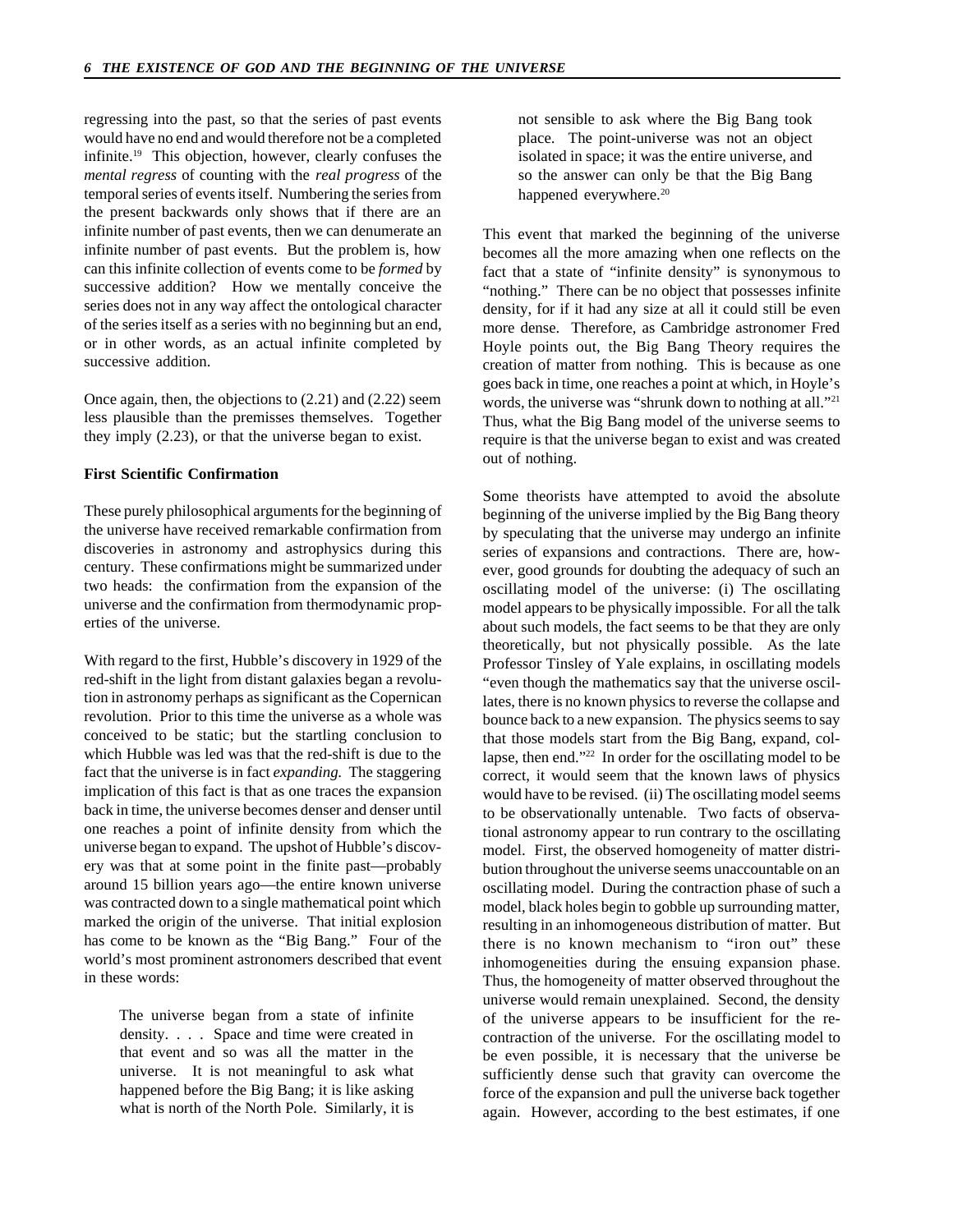regressing into the past, so that the series of past events would have no end and would therefore not be a completed infinite.[19] This objection, however, clearly confuses the *mental regress* of counting with the *real progress* of the temporal series of events itself. Numbering the series from the present backwards only shows that if there are an infinite number of past events, then we can denumerate an infinite number of past events. But the problem is, how can this infinite collection of events come to be *formed* by successive addition? How we mentally conceive the series does not in any way affect the ontological character of the series itself as a series with no beginning but an end, or in other words, as an actual infinite completed by successive addition.

Once again, then, the objections to (2.21) and (2.22) seem less plausible than the premisses themselves. Together they imply (2.23), or that the universe began to exist.

**First Scientific Confirmation**

These purely philosophical arguments for the beginning of the universe have received remarkable confirmation from discoveries in astronomy and astrophysics during this century. These confirmations might be summarized under two heads: the confirmation from the expansion of the universe and the confirmation from thermodynamic properties of the universe.

With regard to the first, Hubble's discovery in 1929 of the red-shift in the light from distant galaxies began a revolution in astronomy perhaps as significant as the Copernican revolution. Prior to this time the universe as a whole was conceived to be static; but the startling conclusion to which Hubble was led was that the red-shift is due to the fact that the universe is in fact *expanding.* The staggering implication of this fact is that as one traces the expansion back in time, the universe becomes denser and denser until one reaches a point of infinite density from which the universe began to expand. The upshot of Hubble's discovery was that at some point in the finite past—probably around 15 billion years ago—the entire known universe was contracted down to a single mathematical point which marked the origin of the universe. That initial explosion has come to be known as the "Big Bang." Four of the world's most prominent astronomers described that event in these words:

> The universe began from a state of infinite density. . . . Space and time were created in that event and so was all the matter in the universe. It is not meaningful to ask what happened before the Big Bang; it is like asking what is north of the North Pole. Similarly, it is not sensible to ask where the Big Bang took place. The point-universe was not an object isolated in space; it was the entire universe, and so the answer can only be that the Big Bang happened everywhere.[20]

This event that marked the beginning of the universe becomes all the more amazing when one reflects on the fact that a state of "infinite density" is synonymous to "nothing." There can be no object that possesses infinite density, for if it had any size at all it could still be even more dense. Therefore, as Cambridge astronomer Fred Hoyle points out, the Big Bang Theory requires the creation of matter from nothing. This is because as one goes back in time, one reaches a point at which, in Hoyle's words, the universe was "shrunk down to nothing at all."[21] Thus, what the Big Bang model of the universe seems to require is that the universe began to exist and was created out of nothing.

Some theorists have attempted to avoid the absolute beginning of the universe implied by the Big Bang theory by speculating that the universe may undergo an infinite series of expansions and contractions. There are, however, good grounds for doubting the adequacy of such an oscillating model of the universe: (i) The oscillating model appears to be physically impossible. For all the talk about such models, the fact seems to be that they are only theoretically, but not physically possible. As the late Professor Tinsley of Yale explains, in oscillating models "even though the mathematics say that the universe oscillates, there is no known physics to reverse the collapse and bounce back to a new expansion. The physics seems to say that those models start from the Big Bang, expand, collapse, then end."[22] In order for the oscillating model to be correct, it would seem that the known laws of physics would have to be revised. (ii) The oscillating model seems to be observationally untenable. Two facts of observational astronomy appear to run contrary to the oscillating model. First, the observed homogeneity of matter distribution throughout the universe seems unaccountable on an oscillating model. During the contraction phase of such a model, black holes begin to gobble up surrounding matter, resulting in an inhomogeneous distribution of matter. But there is no known mechanism to "iron out" these inhomogeneities during the ensuing expansion phase. Thus, the homogeneity of matter observed throughout the universe would remain unexplained. Second, the density of the universe appears to be insufficient for the recontraction of the universe. For the oscillating model to be even possible, it is necessary that the universe be sufficiently dense such that gravity can overcome the force of the expansion and pull the universe back together again. However, according to the best estimates, if one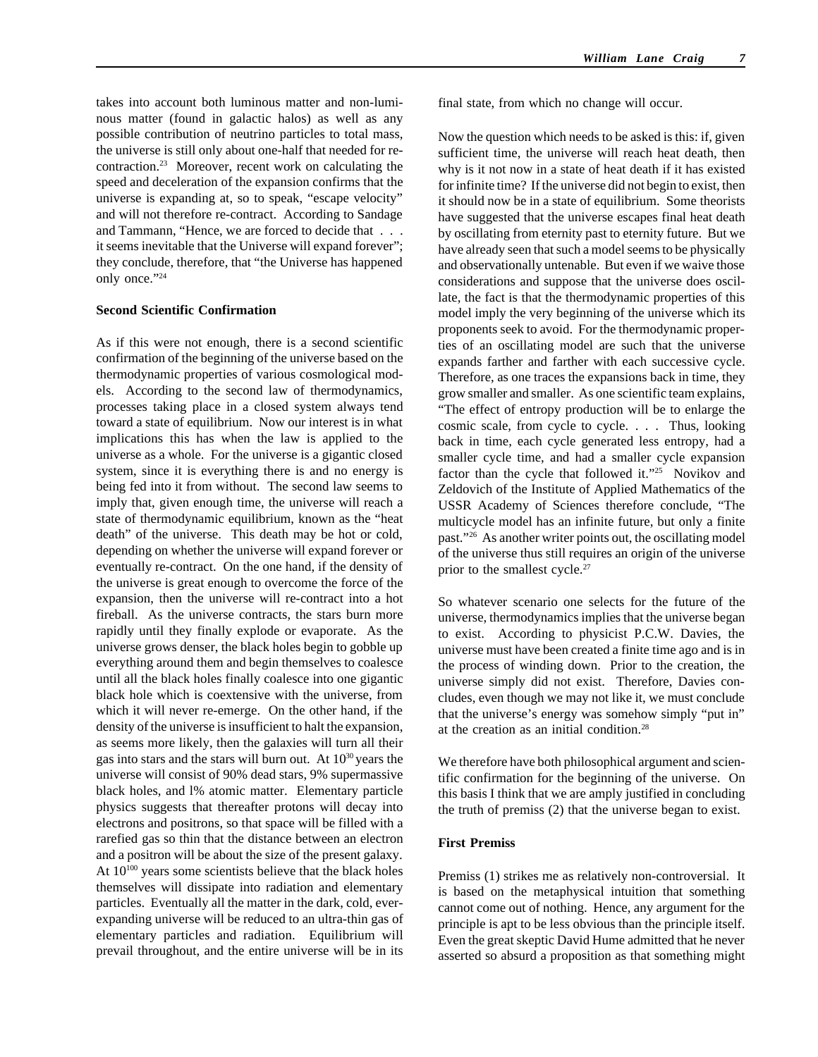takes into account both luminous matter and non-luminous matter (found in galactic halos) as well as any possible contribution of neutrino particles to total mass, the universe is still only about one-half that needed for re-contraction.[23] Moreover, recent work on calculating the speed and deceleration of the expansion confirms that the universe is expanding at, so to speak, "escape velocity" and will not therefore re-contract. According to Sandage and Tammann, "Hence, we are forced to decide that . . . it seems inevitable that the Universe will expand forever"; they conclude, therefore, that "the Universe has happened only once."[24]

### Second Scientific Confirmation

As if this were not enough, there is a second scientific confirmation of the beginning of the universe based on the thermodynamic properties of various cosmological models. According to the second law of thermodynamics, processes taking place in a closed system always tend toward a state of equilibrium. Now our interest is in what implications this has when the law is applied to the universe as a whole. For the universe is a gigantic closed system, since it is everything there is and no energy is being fed into it from without. The second law seems to imply that, given enough time, the universe will reach a state of thermodynamic equilibrium, known as the "heat death" of the universe. This death may be hot or cold, depending on whether the universe will expand forever or eventually re-contract. On the one hand, if the density of the universe is great enough to overcome the force of the expansion, then the universe will re-contract into a hot fireball. As the universe contracts, the stars burn more rapidly until they finally explode or evaporate. As the universe grows denser, the black holes begin to gobble up everything around them and begin themselves to coalesce until all the black holes finally coalesce into one gigantic black hole which is coextensive with the universe, from which it will never re-emerge. On the other hand, if the density of the universe is insufficient to halt the expansion, as seems more likely, then the galaxies will turn all their gas into stars and the stars will burn out. At $10^{30}$ years the universe will consist of 90% dead stars, 9% supermassive black holes, and l% atomic matter. Elementary particle physics suggests that thereafter protons will decay into electrons and positrons, so that space will be filled with a rarefied gas so thin that the distance between an electron and a positron will be about the size of the present galaxy. At $10^{100}$ years some scientists believe that the black holes themselves will dissipate into radiation and elementary particles. Eventually all the matter in the dark, cold, ever-expanding universe will be reduced to an ultra-thin gas of elementary particles and radiation. Equilibrium will prevail throughout, and the entire universe will be in its final state, from which no change will occur.

Now the question which needs to be asked is this: if, given sufficient time, the universe will reach heat death, then why is it not now in a state of heat death if it has existed for infinite time? If the universe did not begin to exist, then it should now be in a state of equilibrium. Some theorists have suggested that the universe escapes final heat death by oscillating from eternity past to eternity future. But we have already seen that such a model seems to be physically and observationally untenable. But even if we waive those considerations and suppose that the universe does oscillate, the fact is that the thermodynamic properties of this model imply the very beginning of the universe which its proponents seek to avoid. For the thermodynamic properties of an oscillating model are such that the universe expands farther and farther with each successive cycle. Therefore, as one traces the expansions back in time, they grow smaller and smaller. As one scientific team explains, "The effect of entropy production will be to enlarge the cosmic scale, from cycle to cycle. . . . Thus, looking back in time, each cycle generated less entropy, had a smaller cycle time, and had a smaller cycle expansion factor than the cycle that followed it."[25] Novikov and Zeldovich of the Institute of Applied Mathematics of the USSR Academy of Sciences therefore conclude, "The multicycle model has an infinite future, but only a finite past."[26] As another writer points out, the oscillating model of the universe thus still requires an origin of the universe prior to the smallest cycle.[27]

So whatever scenario one selects for the future of the universe, thermodynamics implies that the universe began to exist. According to physicist P.C.W. Davies, the universe must have been created a finite time ago and is in the process of winding down. Prior to the creation, the universe simply did not exist. Therefore, Davies concludes, even though we may not like it, we must conclude that the universe's energy was somehow simply "put in" at the creation as an initial condition.[28]

We therefore have both philosophical argument and scientific confirmation for the beginning of the universe. On this basis I think that we are amply justified in concluding the truth of premiss (2) that the universe began to exist.

### First Premiss

Premiss (1) strikes me as relatively non-controversial. It is based on the metaphysical intuition that something cannot come out of nothing. Hence, any argument for the principle is apt to be less obvious than the principle itself. Even the great skeptic David Hume admitted that he never asserted so absurd a proposition as that something might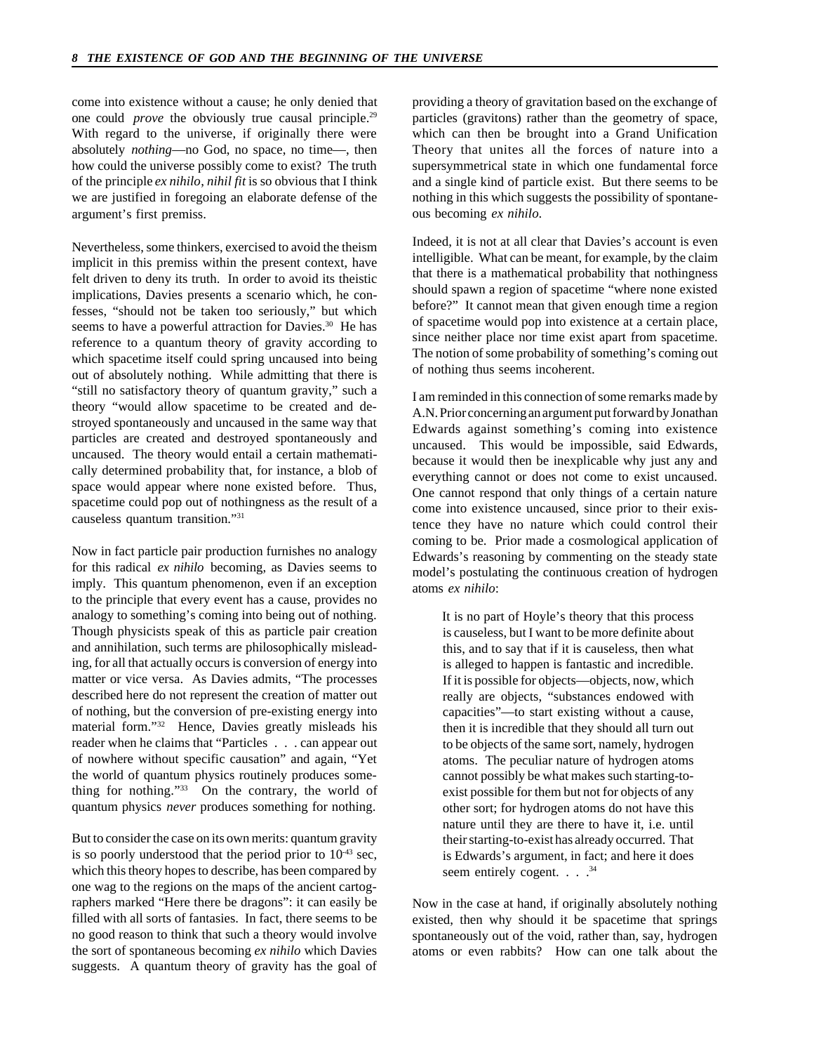come into existence without a cause; he only denied that one could *prove* the obviously true causal principle.[29] With regard to the universe, if originally there were absolutely *nothing*—no God, no space, no time—, then how could the universe possibly come to exist? The truth of the principle *ex nihilo, nihil fit* is so obvious that I think we are justified in foregoing an elaborate defense of the argument's first premiss.

Nevertheless, some thinkers, exercised to avoid the theism implicit in this premiss within the present context, have felt driven to deny its truth. In order to avoid its theistic implications, Davies presents a scenario which, he confesses, "should not be taken too seriously," but which seems to have a powerful attraction for Davies.[30] He has reference to a quantum theory of gravity according to which spacetime itself could spring uncaused into being out of absolutely nothing. While admitting that there is "still no satisfactory theory of quantum gravity," such a theory "would allow spacetime to be created and destroyed spontaneously and uncaused in the same way that particles are created and destroyed spontaneously and uncaused. The theory would entail a certain mathematically determined probability that, for instance, a blob of space would appear where none existed before. Thus, spacetime could pop out of nothingness as the result of a causeless quantum transition."[31]

Now in fact particle pair production furnishes no analogy for this radical *ex nihilo* becoming, as Davies seems to imply. This quantum phenomenon, even if an exception to the principle that every event has a cause, provides no analogy to something's coming into being out of nothing. Though physicists speak of this as particle pair creation and annihilation, such terms are philosophically misleading, for all that actually occurs is conversion of energy into matter or vice versa. As Davies admits, "The processes described here do not represent the creation of matter out of nothing, but the conversion of pre-existing energy into material form."[32] Hence, Davies greatly misleads his reader when he claims that "Particles . . . can appear out of nowhere without specific causation" and again, "Yet the world of quantum physics routinely produces something for nothing."[33] On the contrary, the world of quantum physics *never* produces something for nothing.

But to consider the case on its own merits: quantum gravity is so poorly understood that the period prior to $10^{-43}$ sec, which this theory hopes to describe, has been compared by one wag to the regions on the maps of the ancient cartographers marked "Here there be dragons": it can easily be filled with all sorts of fantasies. In fact, there seems to be no good reason to think that such a theory would involve the sort of spontaneous becoming *ex nihilo* which Davies suggests. A quantum theory of gravity has the goal of providing a theory of gravitation based on the exchange of particles (gravitons) rather than the geometry of space, which can then be brought into a Grand Unification Theory that unites all the forces of nature into a supersymmetrical state in which one fundamental force and a single kind of particle exist. But there seems to be nothing in this which suggests the possibility of spontaneous becoming *ex nihilo*.

Indeed, it is not at all clear that Davies's account is even intelligible. What can be meant, for example, by the claim that there is a mathematical probability that nothingness should spawn a region of spacetime "where none existed before?" It cannot mean that given enough time a region of spacetime would pop into existence at a certain place, since neither place nor time exist apart from spacetime. The notion of some probability of something's coming out of nothing thus seems incoherent.

I am reminded in this connection of some remarks made by A.N. Prior concerning an argument put forward by Jonathan Edwards against something's coming into existence uncaused. This would be impossible, said Edwards, because it would then be inexplicable why just any and everything cannot or does not come to exist uncaused. One cannot respond that only things of a certain nature come into existence uncaused, since prior to their existence they have no nature which could control their coming to be. Prior made a cosmological application of Edwards's reasoning by commenting on the steady state model's postulating the continuous creation of hydrogen atoms *ex nihilo*:

> It is no part of Hoyle's theory that this process is causeless, but I want to be more definite about this, and to say that if it is causeless, then what is alleged to happen is fantastic and incredible. If it is possible for objects—objects, now, which really are objects, "substances endowed with capacities"—to start existing without a cause, then it is incredible that they should all turn out to be objects of the same sort, namely, hydrogen atoms. The peculiar nature of hydrogen atoms cannot possibly be what makes such starting-to-exist possible for them but not for objects of any other sort; for hydrogen atoms do not have this nature until they are there to have it, i.e. until their starting-to-exist has already occurred. That is Edwards's argument, in fact; and here it does seem entirely cogent. . . .[34]

Now in the case at hand, if originally absolutely nothing existed, then why should it be spacetime that springs spontaneously out of the void, rather than, say, hydrogen atoms or even rabbits? How can one talk about the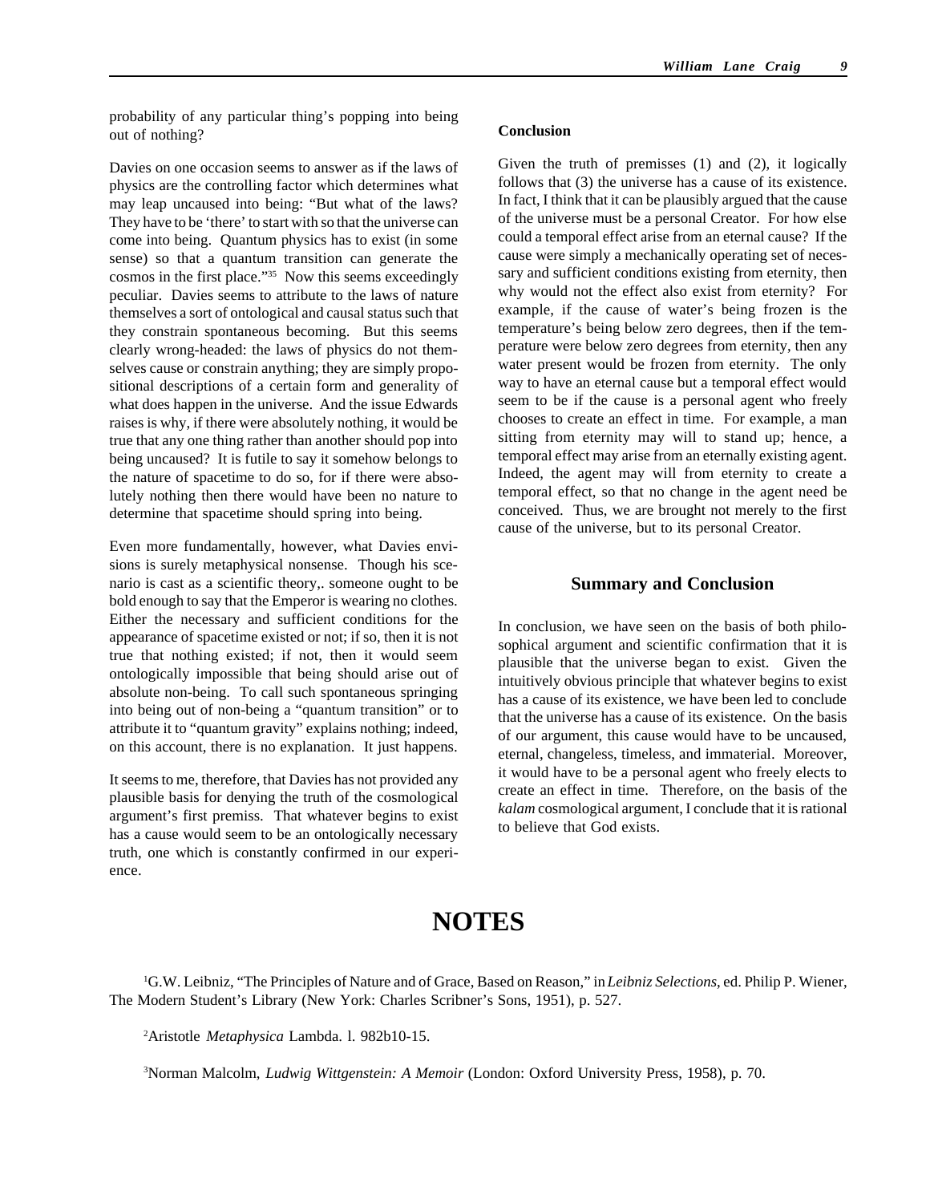probability of any particular thing's popping into being out of nothing?

Davies on one occasion seems to answer as if the laws of physics are the controlling factor which determines what may leap uncaused into being: "But what of the laws? They have to be 'there' to start with so that the universe can come into being. Quantum physics has to exist (in some sense) so that a quantum transition can generate the cosmos in the first place."[35] Now this seems exceedingly peculiar. Davies seems to attribute to the laws of nature themselves a sort of ontological and causal status such that they constrain spontaneous becoming. But this seems clearly wrong-headed: the laws of physics do not themselves cause or constrain anything; they are simply propositional descriptions of a certain form and generality of what does happen in the universe. And the issue Edwards raises is why, if there were absolutely nothing, it would be true that any one thing rather than another should pop into being uncaused? It is futile to say it somehow belongs to the nature of spacetime to do so, for if there were absolutely nothing then there would have been no nature to determine that spacetime should spring into being.

Even more fundamentally, however, what Davies envisions is surely metaphysical nonsense. Though his scenario is cast as a scientific theory,. someone ought to be bold enough to say that the Emperor is wearing no clothes. Either the necessary and sufficient conditions for the appearance of spacetime existed or not; if so, then it is not true that nothing existed; if not, then it would seem ontologically impossible that being should arise out of absolute non-being. To call such spontaneous springing into being out of non-being a "quantum transition" or to attribute it to "quantum gravity" explains nothing; indeed, on this account, there is no explanation. It just happens.

It seems to me, therefore, that Davies has not provided any plausible basis for denying the truth of the cosmological argument's first premiss. That whatever begins to exist has a cause would seem to be an ontologically necessary truth, one which is constantly confirmed in our experience.

**Conclusion**

Given the truth of premisses (1) and (2), it logically follows that (3) the universe has a cause of its existence. In fact, I think that it can be plausibly argued that the cause of the universe must be a personal Creator. For how else could a temporal effect arise from an eternal cause? If the cause were simply a mechanically operating set of necessary and sufficient conditions existing from eternity, then why would not the effect also exist from eternity? For example, if the cause of water's being frozen is the temperature's being below zero degrees, then if the temperature were below zero degrees from eternity, then any water present would be frozen from eternity. The only way to have an eternal cause but a temporal effect would seem to be if the cause is a personal agent who freely chooses to create an effect in time. For example, a man sitting from eternity may will to stand up; hence, a temporal effect may arise from an eternally existing agent. Indeed, the agent may will from eternity to create a temporal effect, so that no change in the agent need be conceived. Thus, we are brought not merely to the first cause of the universe, but to its personal Creator.

## Summary and Conclusion

In conclusion, we have seen on the basis of both philosophical argument and scientific confirmation that it is plausible that the universe began to exist. Given the intuitively obvious principle that whatever begins to exist has a cause of its existence, we have been led to conclude that the universe has a cause of its existence. On the basis of our argument, this cause would have to be uncaused, eternal, changeless, timeless, and immaterial. Moreover, it would have to be a personal agent who freely elects to create an effect in time. Therefore, on the basis of the *kalam* cosmological argument, I conclude that it is rational to believe that God exists.

# NOTES

[1]G.W. Leibniz, "The Principles of Nature and of Grace, Based on Reason," in *Leibniz Selections*, ed. Philip P. Wiener, The Modern Student's Library (New York: Charles Scribner's Sons, 1951), p. 527.

[2]Aristotle *Metaphysica* Lambda. l. 982b10-15.

[3]Norman Malcolm, *Ludwig Wittgenstein: A Memoir* (London: Oxford University Press, 1958), p. 70.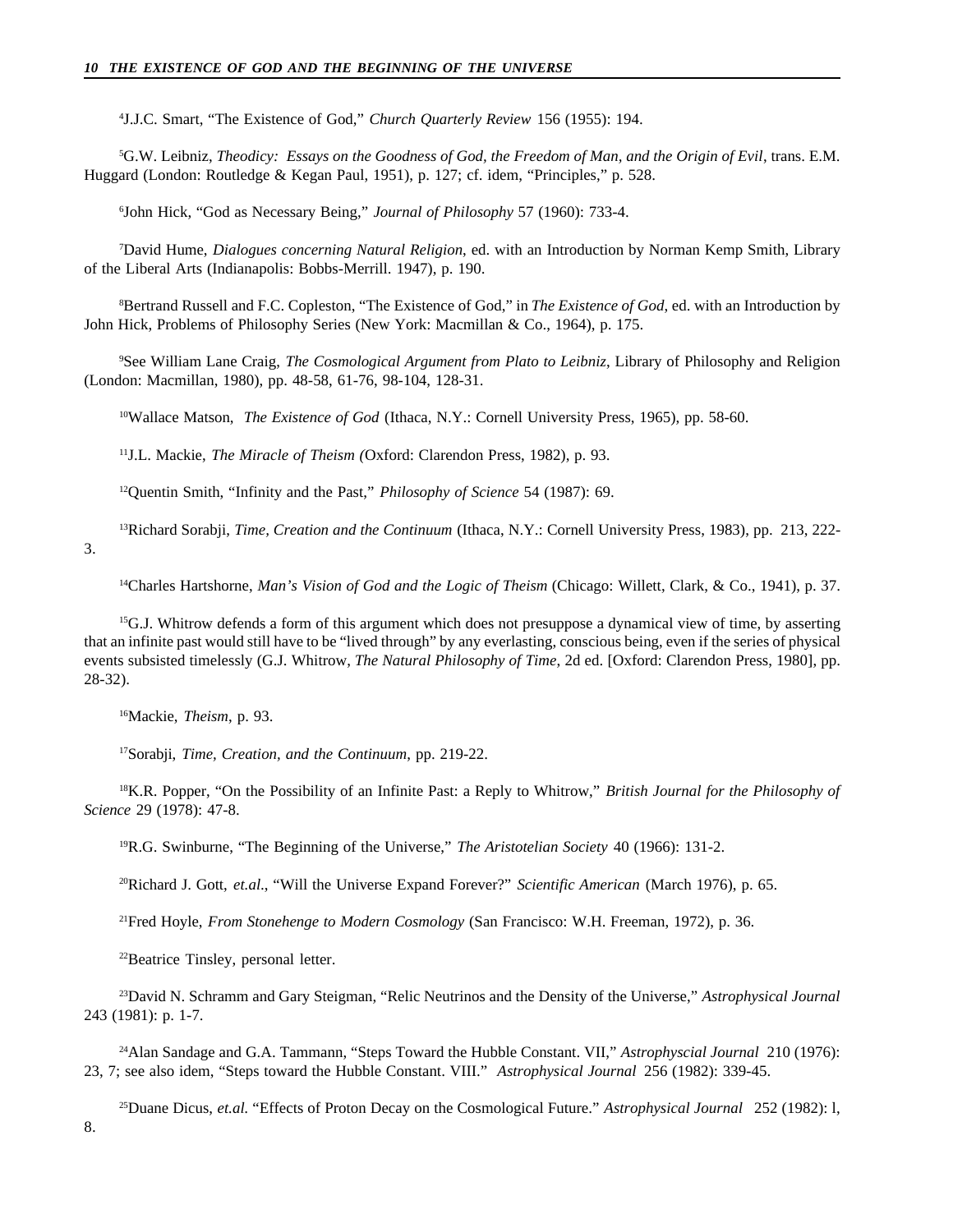[4]J.J.C. Smart, "The Existence of God," *Church Quarterly Review* 156 (1955): 194.

[5]G.W. Leibniz, *Theodicy: Essays on the Goodness of God, the Freedom of Man, and the Origin of Evil*, trans. E.M. Huggard (London: Routledge & Kegan Paul, 1951), p. 127; cf. idem, "Principles," p. 528.

[6]John Hick, "God as Necessary Being," *Journal of Philosophy* 57 (1960): 733-4.

[7]David Hume, *Dialogues concerning Natural Religion*, ed. with an Introduction by Norman Kemp Smith, Library of the Liberal Arts (Indianapolis: Bobbs-Merrill. 1947), p. 190.

[8]Bertrand Russell and F.C. Copleston, "The Existence of God," in *The Existence of God*, ed. with an Introduction by John Hick, Problems of Philosophy Series (New York: Macmillan & Co., 1964), p. 175.

[9]See William Lane Craig, *The Cosmological Argument from Plato to Leibniz*, Library of Philosophy and Religion (London: Macmillan, 1980), pp. 48-58, 61-76, 98-104, 128-31.

[10]Wallace Matson, *The Existence of God* (Ithaca, N.Y.: Cornell University Press, 1965), pp. 58-60.

[11]J.L. Mackie, *The Miracle of Theism (*Oxford: Clarendon Press, 1982), p. 93.

[12]Quentin Smith, "Infinity and the Past," *Philosophy of Science* 54 (1987): 69.

[13]Richard Sorabji, *Time, Creation and the Continuum* (Ithaca, N.Y.: Cornell University Press, 1983), pp. 213, 222-3.

[14]Charles Hartshorne, *Man's Vision of God and the Logic of Theism* (Chicago: Willett, Clark, & Co., 1941), p. 37.

[15]G.J. Whitrow defends a form of this argument which does not presuppose a dynamical view of time, by asserting that an infinite past would still have to be "lived through" by any everlasting, conscious being, even if the series of physical events subsisted timelessly (G.J. Whitrow, *The Natural Philosophy of Time*, 2d ed. [Oxford: Clarendon Press, 1980], pp. 28-32).

[16]Mackie, *Theism*, p. 93.

[17]Sorabji, *Time, Creation, and the Continuum*, pp. 219-22.

[18]K.R. Popper, "On the Possibility of an Infinite Past: a Reply to Whitrow," *British Journal for the Philosophy of Science* 29 (1978): 47-8.

[19]R.G. Swinburne, "The Beginning of the Universe," *The Aristotelian Society* 40 (1966): 131-2.

[20]Richard J. Gott, *et.al.*, "Will the Universe Expand Forever?" *Scientific American* (March 1976), p. 65.

[21]Fred Hoyle, *From Stonehenge to Modern Cosmology* (San Francisco: W.H. Freeman, 1972), p. 36.

[22]Beatrice Tinsley, personal letter.

[23]David N. Schramm and Gary Steigman, "Relic Neutrinos and the Density of the Universe," *Astrophysical Journal* 243 (1981): p. 1-7.

[24]Alan Sandage and G.A. Tammann, "Steps Toward the Hubble Constant. VII," *Astrophyscial Journal* 210 (1976): 23, 7; see also idem, "Steps toward the Hubble Constant. VIII." *Astrophysical Journal* 256 (1982): 339-45.

[25]Duane Dicus, *et.al.* "Effects of Proton Decay on the Cosmological Future." *Astrophysical Journal* 252 (1982): l, 8.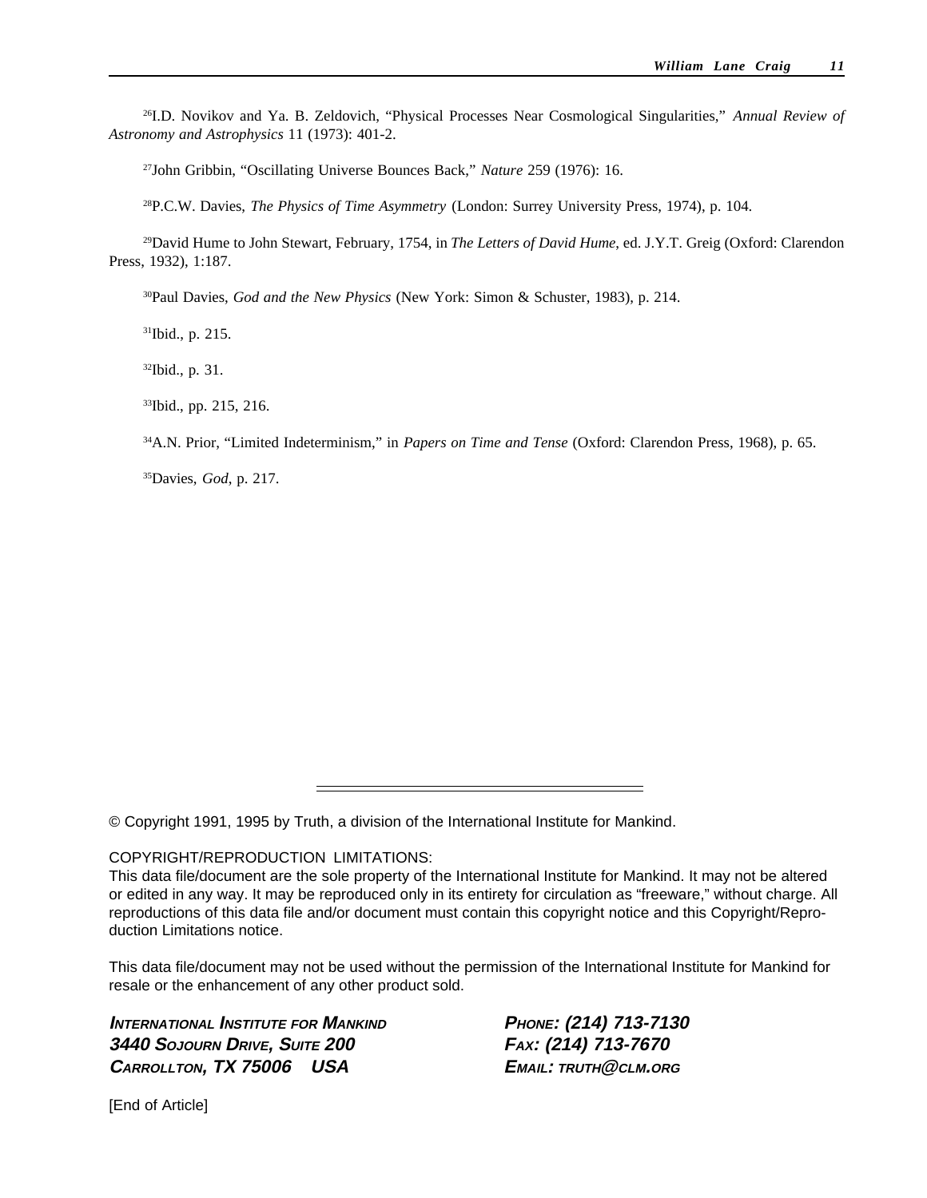[26]I.D. Novikov and Ya. B. Zeldovich, "Physical Processes Near Cosmological Singularities," *Annual Review of Astronomy and Astrophysics* 11 (1973): 401-2.

[27]John Gribbin, "Oscillating Universe Bounces Back," *Nature* 259 (1976): 16.

[28]P.C.W. Davies, *The Physics of Time Asymmetry* (London: Surrey University Press, 1974), p. 104.

[29]David Hume to John Stewart, February, 1754, in *The Letters of David Hume*, ed. J.Y.T. Greig (Oxford: Clarendon Press, 1932), 1:187.

[30]Paul Davies, *God and the New Physics* (New York: Simon & Schuster, 1983), p. 214.

[31]Ibid., p. 215.

[32]Ibid., p. 31.

[33]Ibid., pp. 215, 216.

[34]A.N. Prior, "Limited Indeterminism," in *Papers on Time and Tense* (Oxford: Clarendon Press, 1968), p. 65.

[35]Davies, *God*, p. 217.

---

© Copyright 1991, 1995 by Truth, a division of the International Institute for Mankind.

COPYRIGHT/REPRODUCTION LIMITATIONS:
This data file/document are the sole property of the International Institute for Mankind. It may not be altered or edited in any way. It may be reproduced only in its entirety for circulation as "freeware," without charge. All reproductions of this data file and/or document must contain this copyright notice and this Copyright/Reproduction Limitations notice.

This data file/document may not be used without the permission of the International Institute for Mankind for resale or the enhancement of any other product sold.

**INTERNATIONAL INSTITUTE FOR MANKIND**
**3440 SOJOURN DRIVE, SUITE 200**
**CARROLLTON, TX 75006 USA**

**PHONE: (214) 713-7130**
**FAX: (214) 713-7670**
**EMAIL: TRUTH@CLM.ORG**

[End of Article]